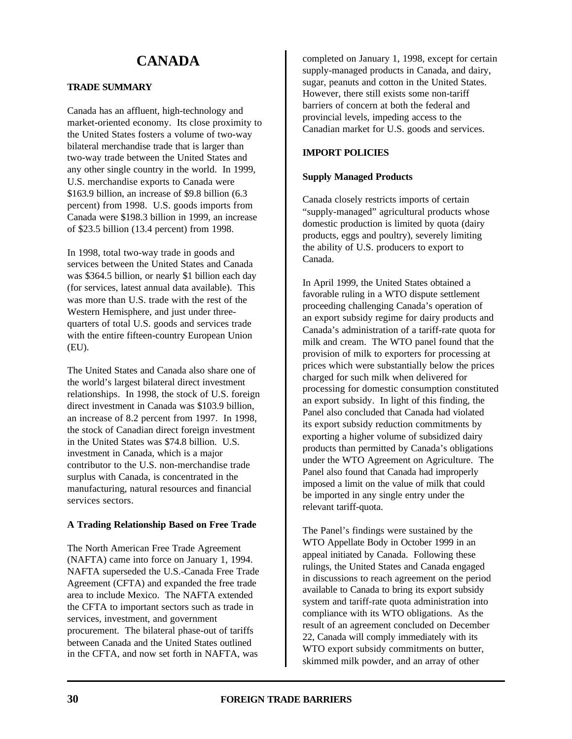# CANADA

## TRADE SUMMARY

Canada has an affluent, high-technology and market-oriented economy. Its close proximity to the United States fosters a volume of two-way bilateral merchandise trade that is larger than two-way trade between the United States and any other single country in the world. In 1999, U.S. merchandise exports to Canada were \$163.9 billion, an increase of \$9.8 billion (6.3 percent) from 1998. U.S. goods imports from Canada were \$198.3 billion in 1999, an increase of \$23.5 billion (13.4 percent) from 1998.

In 1998, total two-way trade in goods and services between the United States and Canada was \$364.5 billion, or nearly \$1 billion each day (for services, latest annual data available). This was more than U.S. trade with the rest of the Western Hemisphere, and just under three-quarters of total U.S. goods and services trade with the entire fifteen-country European Union (EU).

The United States and Canada also share one of the world's largest bilateral direct investment relationships. In 1998, the stock of U.S. foreign direct investment in Canada was \$103.9 billion, an increase of 8.2 percent from 1997. In 1998, the stock of Canadian direct foreign investment in the United States was \$74.8 billion. U.S. investment in Canada, which is a major contributor to the U.S. non-merchandise trade surplus with Canada, is concentrated in the manufacturing, natural resources and financial services sectors.

### A Trading Relationship Based on Free Trade

The North American Free Trade Agreement (NAFTA) came into force on January 1, 1994. NAFTA superseded the U.S.-Canada Free Trade Agreement (CFTA) and expanded the free trade area to include Mexico. The NAFTA extended the CFTA to important sectors such as trade in services, investment, and government procurement. The bilateral phase-out of tariffs between Canada and the United States outlined in the CFTA, and now set forth in NAFTA, was completed on January 1, 1998, except for certain supply-managed products in Canada, and dairy, sugar, peanuts and cotton in the United States. However, there still exists some non-tariff barriers of concern at both the federal and provincial levels, impeding access to the Canadian market for U.S. goods and services.

## IMPORT POLICIES

### Supply Managed Products

Canada closely restricts imports of certain "supply-managed" agricultural products whose domestic production is limited by quota (dairy products, eggs and poultry), severely limiting the ability of U.S. producers to export to Canada.

In April 1999, the United States obtained a favorable ruling in a WTO dispute settlement proceeding challenging Canada's operation of an export subsidy regime for dairy products and Canada's administration of a tariff-rate quota for milk and cream. The WTO panel found that the provision of milk to exporters for processing at prices which were substantially below the prices charged for such milk when delivered for processing for domestic consumption constituted an export subsidy. In light of this finding, the Panel also concluded that Canada had violated its export subsidy reduction commitments by exporting a higher volume of subsidized dairy products than permitted by Canada's obligations under the WTO Agreement on Agriculture. The Panel also found that Canada had improperly imposed a limit on the value of milk that could be imported in any single entry under the relevant tariff-quota.

The Panel's findings were sustained by the WTO Appellate Body in October 1999 in an appeal initiated by Canada. Following these rulings, the United States and Canada engaged in discussions to reach agreement on the period available to Canada to bring its export subsidy system and tariff-rate quota administration into compliance with its WTO obligations. As the result of an agreement concluded on December 22, Canada will comply immediately with its WTO export subsidy commitments on butter, skimmed milk powder, and an array of other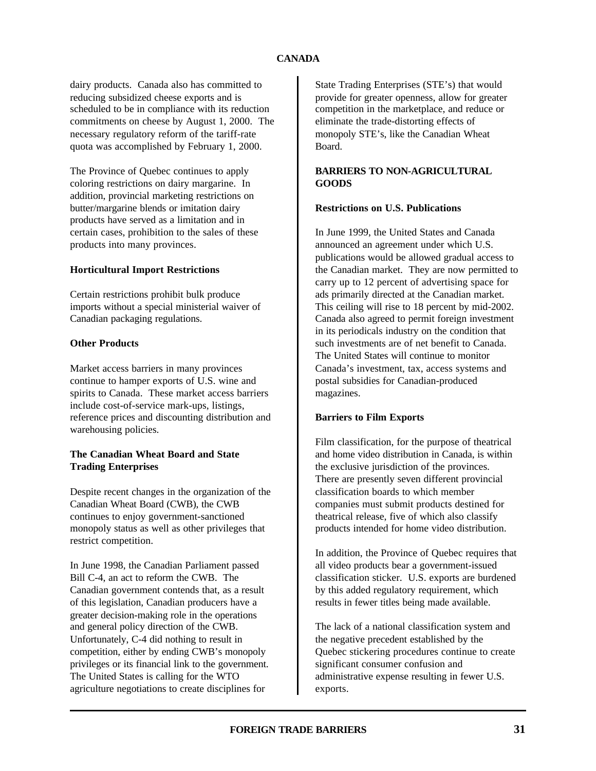dairy products. Canada also has committed to reducing subsidized cheese exports and is scheduled to be in compliance with its reduction commitments on cheese by August 1, 2000. The necessary regulatory reform of the tariff-rate quota was accomplished by February 1, 2000.

The Province of Quebec continues to apply coloring restrictions on dairy margarine. In addition, provincial marketing restrictions on butter/margarine blends or imitation dairy products have served as a limitation and in certain cases, prohibition to the sales of these products into many provinces.

**Horticultural Import Restrictions**

Certain restrictions prohibit bulk produce imports without a special ministerial waiver of Canadian packaging regulations.

**Other Products**

Market access barriers in many provinces continue to hamper exports of U.S. wine and spirits to Canada. These market access barriers include cost-of-service mark-ups, listings, reference prices and discounting distribution and warehousing policies.

**The Canadian Wheat Board and State Trading Enterprises**

Despite recent changes in the organization of the Canadian Wheat Board (CWB), the CWB continues to enjoy government-sanctioned monopoly status as well as other privileges that restrict competition.

In June 1998, the Canadian Parliament passed Bill C-4, an act to reform the CWB. The Canadian government contends that, as a result of this legislation, Canadian producers have a greater decision-making role in the operations and general policy direction of the CWB. Unfortunately, C-4 did nothing to result in competition, either by ending CWB's monopoly privileges or its financial link to the government. The United States is calling for the WTO agriculture negotiations to create disciplines for State Trading Enterprises (STE's) that would provide for greater openness, allow for greater competition in the marketplace, and reduce or eliminate the trade-distorting effects of monopoly STE's, like the Canadian Wheat Board.

## BARRIERS TO NON-AGRICULTURAL GOODS

**Restrictions on U.S. Publications**

In June 1999, the United States and Canada announced an agreement under which U.S. publications would be allowed gradual access to the Canadian market. They are now permitted to carry up to 12 percent of advertising space for ads primarily directed at the Canadian market. This ceiling will rise to 18 percent by mid-2002. Canada also agreed to permit foreign investment in its periodicals industry on the condition that such investments are of net benefit to Canada. The United States will continue to monitor Canada's investment, tax, access systems and postal subsidies for Canadian-produced magazines.

**Barriers to Film Exports**

Film classification, for the purpose of theatrical and home video distribution in Canada, is within the exclusive jurisdiction of the provinces. There are presently seven different provincial classification boards to which member companies must submit products destined for theatrical release, five of which also classify products intended for home video distribution.

In addition, the Province of Quebec requires that all video products bear a government-issued classification sticker. U.S. exports are burdened by this added regulatory requirement, which results in fewer titles being made available.

The lack of a national classification system and the negative precedent established by the Quebec stickering procedures continue to create significant consumer confusion and administrative expense resulting in fewer U.S. exports.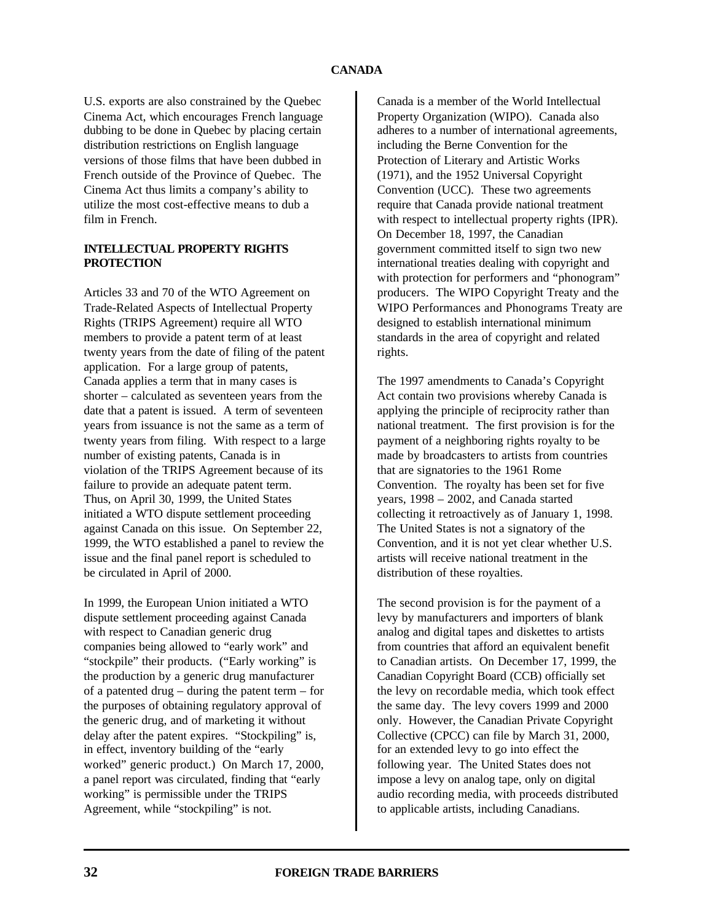U.S. exports are also constrained by the Quebec Cinema Act, which encourages French language dubbing to be done in Quebec by placing certain distribution restrictions on English language versions of those films that have been dubbed in French outside of the Province of Quebec. The Cinema Act thus limits a company's ability to utilize the most cost-effective means to dub a film in French.

## INTELLECTUAL PROPERTY RIGHTS PROTECTION

Articles 33 and 70 of the WTO Agreement on Trade-Related Aspects of Intellectual Property Rights (TRIPS Agreement) require all WTO members to provide a patent term of at least twenty years from the date of filing of the patent application. For a large group of patents, Canada applies a term that in many cases is shorter – calculated as seventeen years from the date that a patent is issued. A term of seventeen years from issuance is not the same as a term of twenty years from filing. With respect to a large number of existing patents, Canada is in violation of the TRIPS Agreement because of its failure to provide an adequate patent term. Thus, on April 30, 1999, the United States initiated a WTO dispute settlement proceeding against Canada on this issue. On September 22, 1999, the WTO established a panel to review the issue and the final panel report is scheduled to be circulated in April of 2000.

In 1999, the European Union initiated a WTO dispute settlement proceeding against Canada with respect to Canadian generic drug companies being allowed to "early work" and "stockpile" their products. ("Early working" is the production by a generic drug manufacturer of a patented drug – during the patent term – for the purposes of obtaining regulatory approval of the generic drug, and of marketing it without delay after the patent expires. "Stockpiling" is, in effect, inventory building of the "early worked" generic product.) On March 17, 2000, a panel report was circulated, finding that "early working" is permissible under the TRIPS Agreement, while "stockpiling" is not.

Canada is a member of the World Intellectual Property Organization (WIPO). Canada also adheres to a number of international agreements, including the Berne Convention for the Protection of Literary and Artistic Works (1971), and the 1952 Universal Copyright Convention (UCC). These two agreements require that Canada provide national treatment with respect to intellectual property rights (IPR). On December 18, 1997, the Canadian government committed itself to sign two new international treaties dealing with copyright and with protection for performers and "phonogram" producers. The WIPO Copyright Treaty and the WIPO Performances and Phonograms Treaty are designed to establish international minimum standards in the area of copyright and related rights.

The 1997 amendments to Canada's Copyright Act contain two provisions whereby Canada is applying the principle of reciprocity rather than national treatment. The first provision is for the payment of a neighboring rights royalty to be made by broadcasters to artists from countries that are signatories to the 1961 Rome Convention. The royalty has been set for five years, 1998 – 2002, and Canada started collecting it retroactively as of January 1, 1998. The United States is not a signatory of the Convention, and it is not yet clear whether U.S. artists will receive national treatment in the distribution of these royalties.

The second provision is for the payment of a levy by manufacturers and importers of blank analog and digital tapes and diskettes to artists from countries that afford an equivalent benefit to Canadian artists. On December 17, 1999, the Canadian Copyright Board (CCB) officially set the levy on recordable media, which took effect the same day. The levy covers 1999 and 2000 only. However, the Canadian Private Copyright Collective (CPCC) can file by March 31, 2000, for an extended levy to go into effect the following year. The United States does not impose a levy on analog tape, only on digital audio recording media, with proceeds distributed to applicable artists, including Canadians.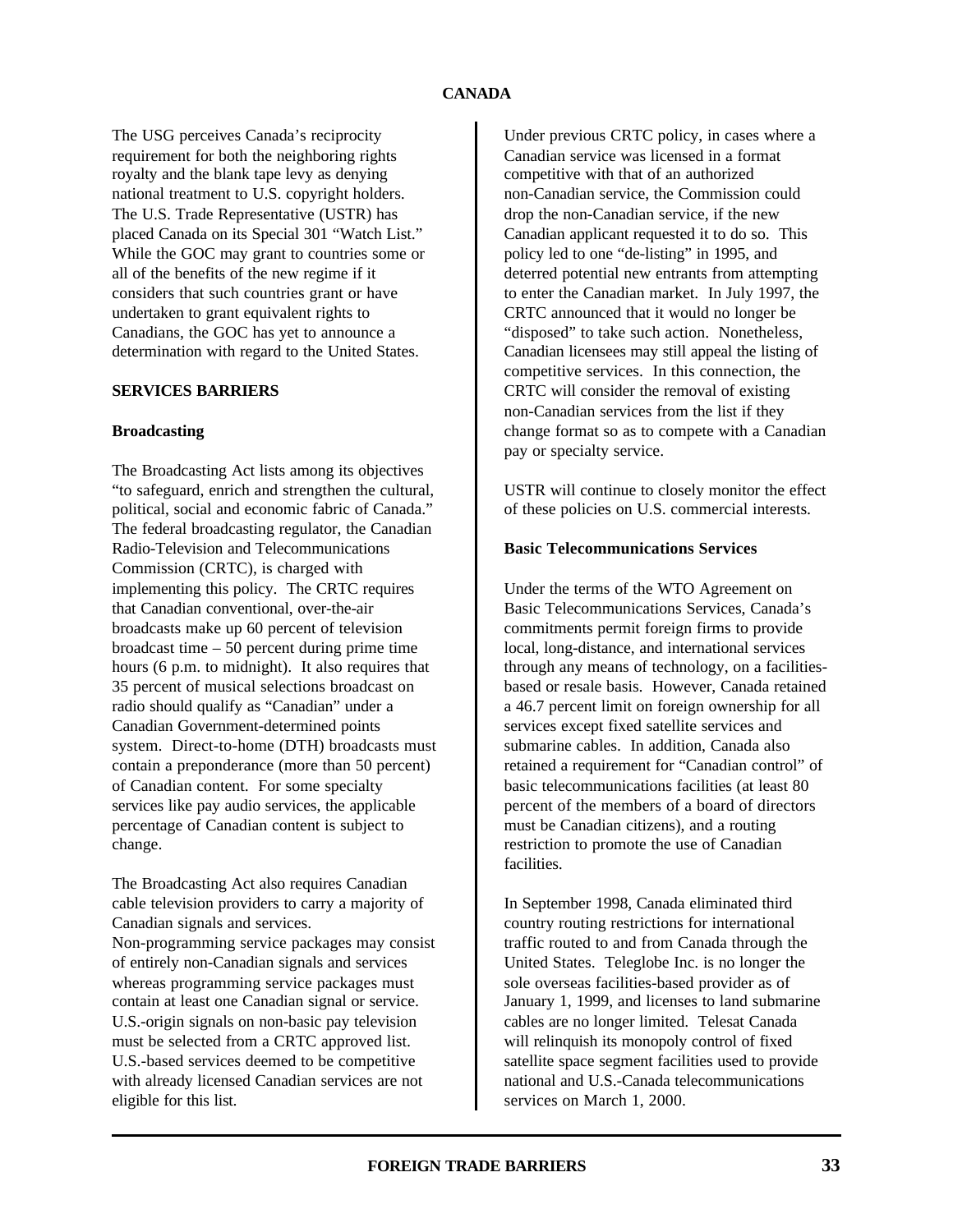The USG perceives Canada's reciprocity requirement for both the neighboring rights royalty and the blank tape levy as denying national treatment to U.S. copyright holders. The U.S. Trade Representative (USTR) has placed Canada on its Special 301 "Watch List." While the GOC may grant to countries some or all of the benefits of the new regime if it considers that such countries grant or have undertaken to grant equivalent rights to Canadians, the GOC has yet to announce a determination with regard to the United States.

## SERVICES BARRIERS

### Broadcasting

The Broadcasting Act lists among its objectives "to safeguard, enrich and strengthen the cultural, political, social and economic fabric of Canada." The federal broadcasting regulator, the Canadian Radio-Television and Telecommunications Commission (CRTC), is charged with implementing this policy. The CRTC requires that Canadian conventional, over-the-air broadcasts make up 60 percent of television broadcast time – 50 percent during prime time hours (6 p.m. to midnight). It also requires that 35 percent of musical selections broadcast on radio should qualify as "Canadian" under a Canadian Government-determined points system. Direct-to-home (DTH) broadcasts must contain a preponderance (more than 50 percent) of Canadian content. For some specialty services like pay audio services, the applicable percentage of Canadian content is subject to change.

The Broadcasting Act also requires Canadian cable television providers to carry a majority of Canadian signals and services. Non-programming service packages may consist of entirely non-Canadian signals and services whereas programming service packages must contain at least one Canadian signal or service. U.S.-origin signals on non-basic pay television must be selected from a CRTC approved list. U.S.-based services deemed to be competitive with already licensed Canadian services are not eligible for this list.

Under previous CRTC policy, in cases where a Canadian service was licensed in a format competitive with that of an authorized non-Canadian service, the Commission could drop the non-Canadian service, if the new Canadian applicant requested it to do so. This policy led to one "de-listing" in 1995, and deterred potential new entrants from attempting to enter the Canadian market. In July 1997, the CRTC announced that it would no longer be "disposed" to take such action. Nonetheless, Canadian licensees may still appeal the listing of competitive services. In this connection, the CRTC will consider the removal of existing non-Canadian services from the list if they change format so as to compete with a Canadian pay or specialty service.

USTR will continue to closely monitor the effect of these policies on U.S. commercial interests.

### Basic Telecommunications Services

Under the terms of the WTO Agreement on Basic Telecommunications Services, Canada's commitments permit foreign firms to provide local, long-distance, and international services through any means of technology, on a facilities-based or resale basis. However, Canada retained a 46.7 percent limit on foreign ownership for all services except fixed satellite services and submarine cables. In addition, Canada also retained a requirement for "Canadian control" of basic telecommunications facilities (at least 80 percent of the members of a board of directors must be Canadian citizens), and a routing restriction to promote the use of Canadian facilities.

In September 1998, Canada eliminated third country routing restrictions for international traffic routed to and from Canada through the United States. Teleglobe Inc. is no longer the sole overseas facilities-based provider as of January 1, 1999, and licenses to land submarine cables are no longer limited. Telesat Canada will relinquish its monopoly control of fixed satellite space segment facilities used to provide national and U.S.-Canada telecommunications services on March 1, 2000.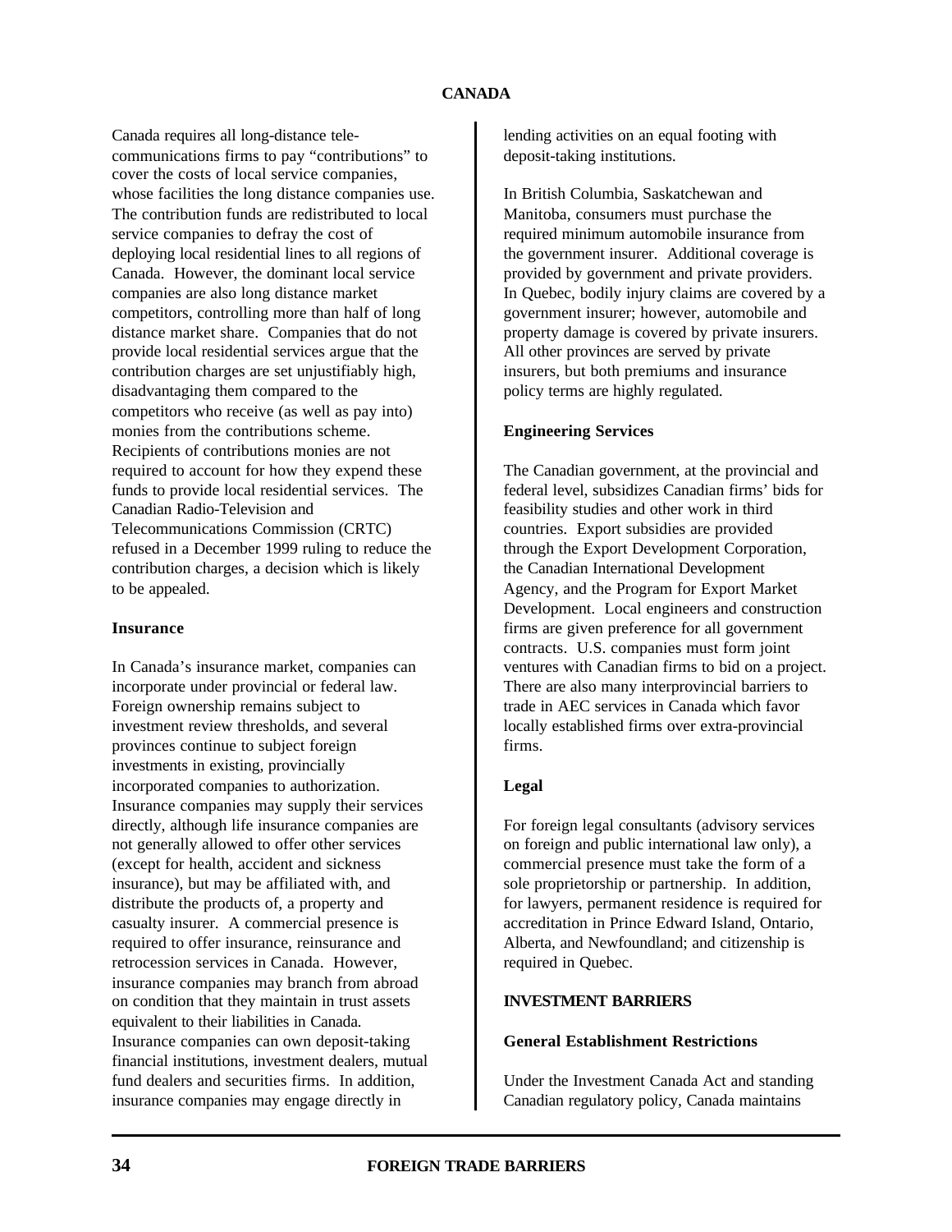Canada requires all long-distance telecommunications firms to pay "contributions" to cover the costs of local service companies, whose facilities the long distance companies use. The contribution funds are redistributed to local service companies to defray the cost of deploying local residential lines to all regions of Canada. However, the dominant local service companies are also long distance market competitors, controlling more than half of long distance market share. Companies that do not provide local residential services argue that the contribution charges are set unjustifiably high, disadvantaging them compared to the competitors who receive (as well as pay into) monies from the contributions scheme. Recipients of contributions monies are not required to account for how they expend these funds to provide local residential services. The Canadian Radio-Television and Telecommunications Commission (CRTC) refused in a December 1999 ruling to reduce the contribution charges, a decision which is likely to be appealed.

**Insurance**

In Canada's insurance market, companies can incorporate under provincial or federal law. Foreign ownership remains subject to investment review thresholds, and several provinces continue to subject foreign investments in existing, provincially incorporated companies to authorization. Insurance companies may supply their services directly, although life insurance companies are not generally allowed to offer other services (except for health, accident and sickness insurance), but may be affiliated with, and distribute the products of, a property and casualty insurer. A commercial presence is required to offer insurance, reinsurance and retrocession services in Canada. However, insurance companies may branch from abroad on condition that they maintain in trust assets equivalent to their liabilities in Canada. Insurance companies can own deposit-taking financial institutions, investment dealers, mutual fund dealers and securities firms. In addition, insurance companies may engage directly in lending activities on an equal footing with deposit-taking institutions.

In British Columbia, Saskatchewan and Manitoba, consumers must purchase the required minimum automobile insurance from the government insurer. Additional coverage is provided by government and private providers. In Quebec, bodily injury claims are covered by a government insurer; however, automobile and property damage is covered by private insurers. All other provinces are served by private insurers, but both premiums and insurance policy terms are highly regulated.

**Engineering Services**

The Canadian government, at the provincial and federal level, subsidizes Canadian firms' bids for feasibility studies and other work in third countries. Export subsidies are provided through the Export Development Corporation, the Canadian International Development Agency, and the Program for Export Market Development. Local engineers and construction firms are given preference for all government contracts. U.S. companies must form joint ventures with Canadian firms to bid on a project. There are also many interprovincial barriers to trade in AEC services in Canada which favor locally established firms over extra-provincial firms.

**Legal**

For foreign legal consultants (advisory services on foreign and public international law only), a commercial presence must take the form of a sole proprietorship or partnership. In addition, for lawyers, permanent residence is required for accreditation in Prince Edward Island, Ontario, Alberta, and Newfoundland; and citizenship is required in Quebec.

## INVESTMENT BARRIERS

**General Establishment Restrictions**

Under the Investment Canada Act and standing Canadian regulatory policy, Canada maintains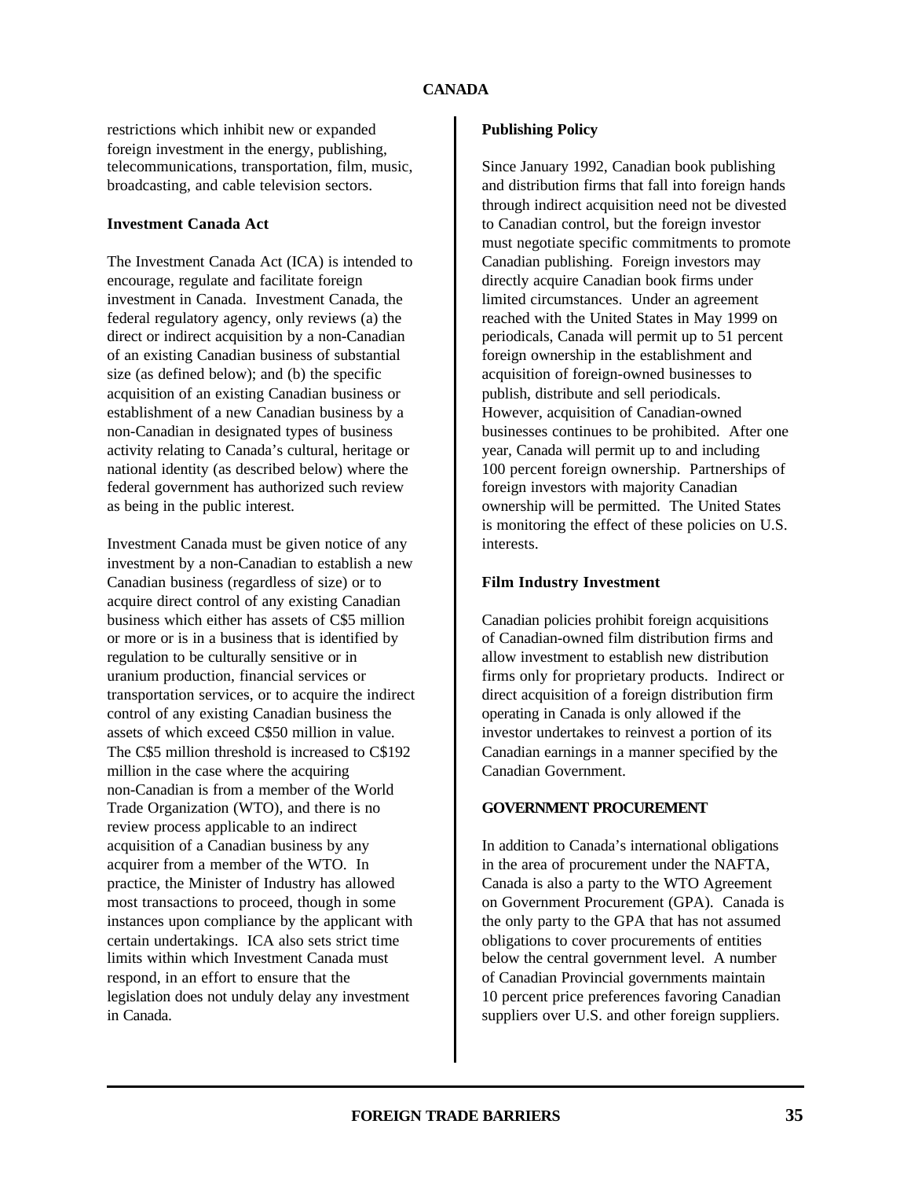restrictions which inhibit new or expanded foreign investment in the energy, publishing, telecommunications, transportation, film, music, broadcasting, and cable television sectors.

**Investment Canada Act**

The Investment Canada Act (ICA) is intended to encourage, regulate and facilitate foreign investment in Canada. Investment Canada, the federal regulatory agency, only reviews (a) the direct or indirect acquisition by a non-Canadian of an existing Canadian business of substantial size (as defined below); and (b) the specific acquisition of an existing Canadian business or establishment of a new Canadian business by a non-Canadian in designated types of business activity relating to Canada's cultural, heritage or national identity (as described below) where the federal government has authorized such review as being in the public interest.

Investment Canada must be given notice of any investment by a non-Canadian to establish a new Canadian business (regardless of size) or to acquire direct control of any existing Canadian business which either has assets of C$5 million or more or is in a business that is identified by regulation to be culturally sensitive or in uranium production, financial services or transportation services, or to acquire the indirect control of any existing Canadian business the assets of which exceed C$50 million in value. The C$5 million threshold is increased to C$192 million in the case where the acquiring non-Canadian is from a member of the World Trade Organization (WTO), and there is no review process applicable to an indirect acquisition of a Canadian business by any acquirer from a member of the WTO. In practice, the Minister of Industry has allowed most transactions to proceed, though in some instances upon compliance by the applicant with certain undertakings. ICA also sets strict time limits within which Investment Canada must respond, in an effort to ensure that the legislation does not unduly delay any investment in Canada.

**Publishing Policy**

Since January 1992, Canadian book publishing and distribution firms that fall into foreign hands through indirect acquisition need not be divested to Canadian control, but the foreign investor must negotiate specific commitments to promote Canadian publishing. Foreign investors may directly acquire Canadian book firms under limited circumstances. Under an agreement reached with the United States in May 1999 on periodicals, Canada will permit up to 51 percent foreign ownership in the establishment and acquisition of foreign-owned businesses to publish, distribute and sell periodicals. However, acquisition of Canadian-owned businesses continues to be prohibited. After one year, Canada will permit up to and including 100 percent foreign ownership. Partnerships of foreign investors with majority Canadian ownership will be permitted. The United States is monitoring the effect of these policies on U.S. interests.

**Film Industry Investment**

Canadian policies prohibit foreign acquisitions of Canadian-owned film distribution firms and allow investment to establish new distribution firms only for proprietary products. Indirect or direct acquisition of a foreign distribution firm operating in Canada is only allowed if the investor undertakes to reinvest a portion of its Canadian earnings in a manner specified by the Canadian Government.

## GOVERNMENT PROCUREMENT

In addition to Canada's international obligations in the area of procurement under the NAFTA, Canada is also a party to the WTO Agreement on Government Procurement (GPA). Canada is the only party to the GPA that has not assumed obligations to cover procurements of entities below the central government level. A number of Canadian Provincial governments maintain 10 percent price preferences favoring Canadian suppliers over U.S. and other foreign suppliers.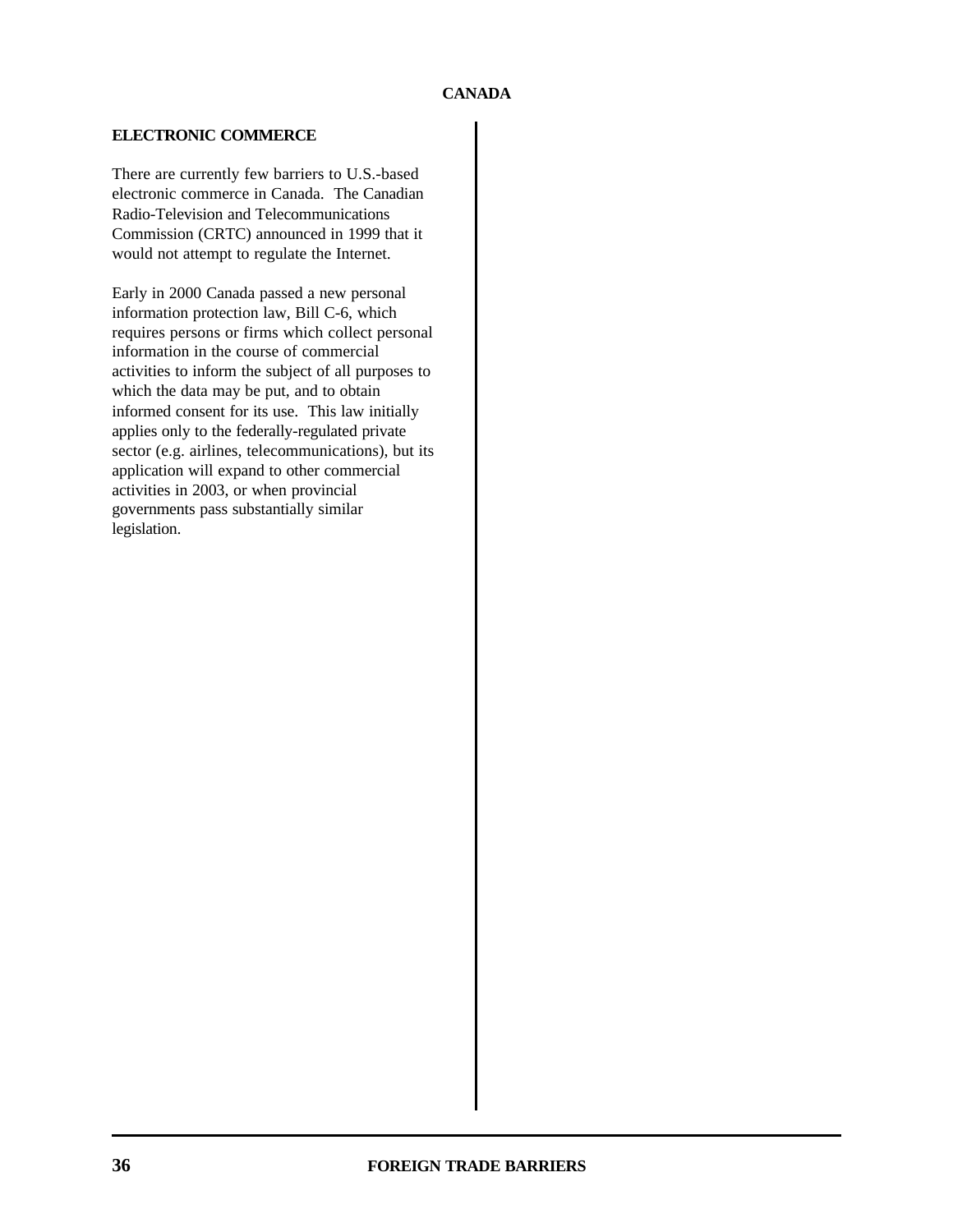## ELECTRONIC COMMERCE

There are currently few barriers to U.S.-based electronic commerce in Canada. The Canadian Radio-Television and Telecommunications Commission (CRTC) announced in 1999 that it would not attempt to regulate the Internet.

Early in 2000 Canada passed a new personal information protection law, Bill C-6, which requires persons or firms which collect personal information in the course of commercial activities to inform the subject of all purposes to which the data may be put, and to obtain informed consent for its use. This law initially applies only to the federally-regulated private sector (e.g. airlines, telecommunications), but its application will expand to other commercial activities in 2003, or when provincial governments pass substantially similar legislation.